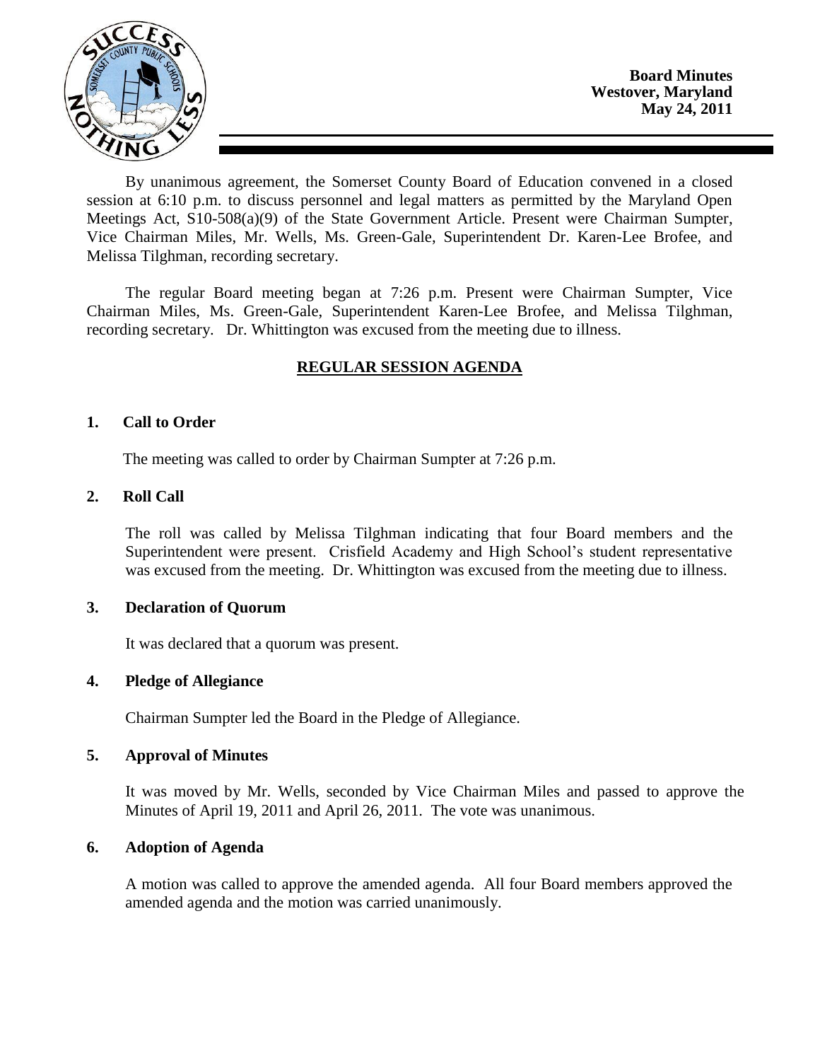**Board Minutes**
**Westover, Maryland**
**May 24, 2011**

By unanimous agreement, the Somerset County Board of Education convened in a closed session at 6:10 p.m. to discuss personnel and legal matters as permitted by the Maryland Open Meetings Act, S10-508(a)(9) of the State Government Article. Present were Chairman Sumpter, Vice Chairman Miles, Mr. Wells, Ms. Green-Gale, Superintendent Dr. Karen-Lee Brofee, and Melissa Tilghman, recording secretary.

The regular Board meeting began at 7:26 p.m. Present were Chairman Sumpter, Vice Chairman Miles, Ms. Green-Gale, Superintendent Karen-Lee Brofee, and Melissa Tilghman, recording secretary. Dr. Whittington was excused from the meeting due to illness.

## REGULAR SESSION AGENDA

### 1. Call to Order

The meeting was called to order by Chairman Sumpter at 7:26 p.m.

### 2. Roll Call

The roll was called by Melissa Tilghman indicating that four Board members and the Superintendent were present. Crisfield Academy and High School's student representative was excused from the meeting. Dr. Whittington was excused from the meeting due to illness.

### 3. Declaration of Quorum

It was declared that a quorum was present.

### 4. Pledge of Allegiance

Chairman Sumpter led the Board in the Pledge of Allegiance.

### 5. Approval of Minutes

It was moved by Mr. Wells, seconded by Vice Chairman Miles and passed to approve the Minutes of April 19, 2011 and April 26, 2011. The vote was unanimous.

### 6. Adoption of Agenda

A motion was called to approve the amended agenda. All four Board members approved the amended agenda and the motion was carried unanimously.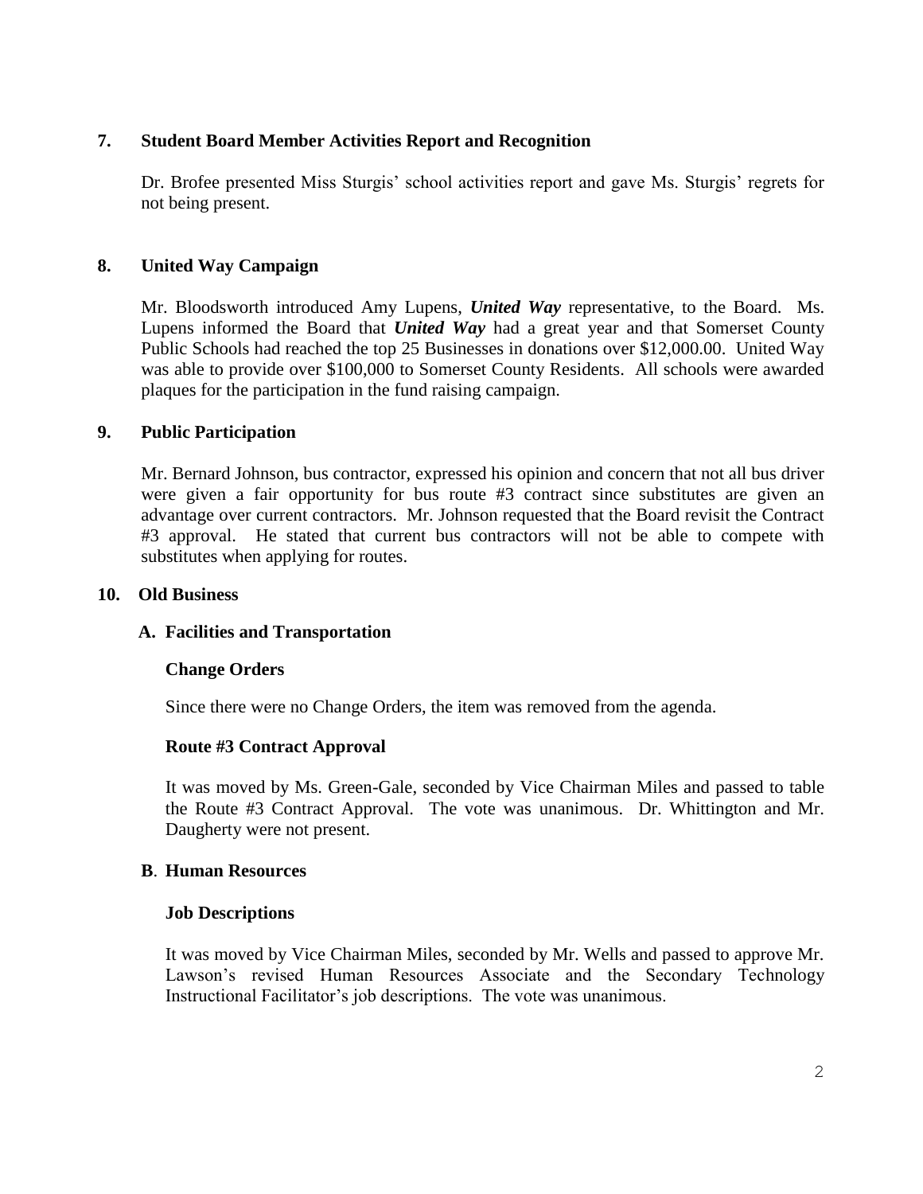## 7. Student Board Member Activities Report and Recognition

Dr. Brofee presented Miss Sturgis' school activities report and gave Ms. Sturgis' regrets for not being present.

## 8. United Way Campaign

Mr. Bloodsworth introduced Amy Lupens, ***United Way*** representative, to the Board. Ms. Lupens informed the Board that ***United Way*** had a great year and that Somerset County Public Schools had reached the top 25 Businesses in donations over $12,000.00. United Way was able to provide over $100,000 to Somerset County Residents. All schools were awarded plaques for the participation in the fund raising campaign.

## 9. Public Participation

Mr. Bernard Johnson, bus contractor, expressed his opinion and concern that not all bus driver were given a fair opportunity for bus route #3 contract since substitutes are given an advantage over current contractors. Mr. Johnson requested that the Board revisit the Contract #3 approval. He stated that current bus contractors will not be able to compete with substitutes when applying for routes.

## 10. Old Business

### A. Facilities and Transportation

**Change Orders**

Since there were no Change Orders, the item was removed from the agenda.

**Route #3 Contract Approval**

It was moved by Ms. Green-Gale, seconded by Vice Chairman Miles and passed to table the Route #3 Contract Approval. The vote was unanimous. Dr. Whittington and Mr. Daugherty were not present.

### B. Human Resources

**Job Descriptions**

It was moved by Vice Chairman Miles, seconded by Mr. Wells and passed to approve Mr. Lawson's revised Human Resources Associate and the Secondary Technology Instructional Facilitator's job descriptions. The vote was unanimous.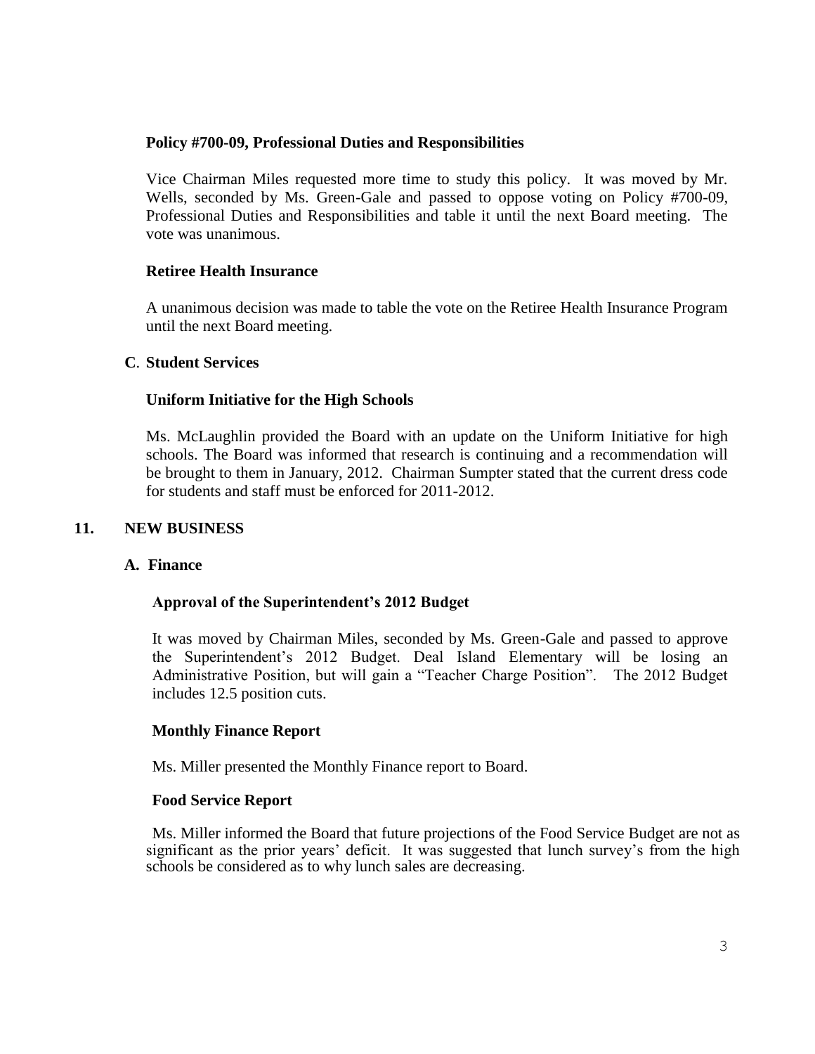**Policy #700-09, Professional Duties and Responsibilities**

Vice Chairman Miles requested more time to study this policy. It was moved by Mr. Wells, seconded by Ms. Green-Gale and passed to oppose voting on Policy #700-09, Professional Duties and Responsibilities and table it until the next Board meeting. The vote was unanimous.

**Retiree Health Insurance**

A unanimous decision was made to table the vote on the Retiree Health Insurance Program until the next Board meeting.

**C. Student Services**

**Uniform Initiative for the High Schools**

Ms. McLaughlin provided the Board with an update on the Uniform Initiative for high schools. The Board was informed that research is continuing and a recommendation will be brought to them in January, 2012. Chairman Sumpter stated that the current dress code for students and staff must be enforced for 2011-2012.

## 11. NEW BUSINESS

**A. Finance**

**Approval of the Superintendent's 2012 Budget**

It was moved by Chairman Miles, seconded by Ms. Green-Gale and passed to approve the Superintendent's 2012 Budget. Deal Island Elementary will be losing an Administrative Position, but will gain a "Teacher Charge Position". The 2012 Budget includes 12.5 position cuts.

**Monthly Finance Report**

Ms. Miller presented the Monthly Finance report to Board.

**Food Service Report**

Ms. Miller informed the Board that future projections of the Food Service Budget are not as significant as the prior years' deficit. It was suggested that lunch survey's from the high schools be considered as to why lunch sales are decreasing.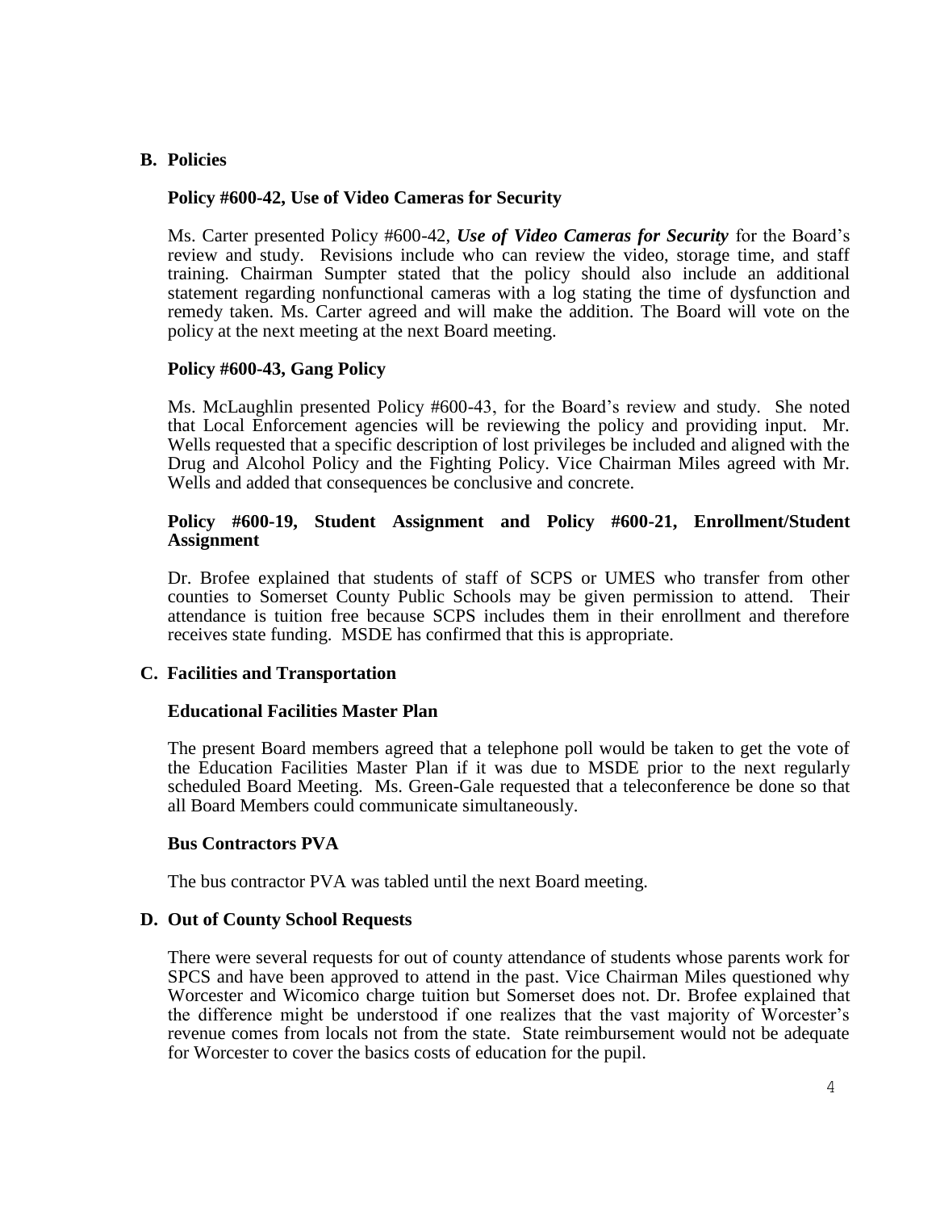## B. Policies

### Policy #600-42, Use of Video Cameras for Security

Ms. Carter presented Policy #600-42, ***Use of Video Cameras for Security*** for the Board's review and study. Revisions include who can review the video, storage time, and staff training. Chairman Sumpter stated that the policy should also include an additional statement regarding nonfunctional cameras with a log stating the time of dysfunction and remedy taken. Ms. Carter agreed and will make the addition. The Board will vote on the policy at the next meeting at the next Board meeting.

### Policy #600-43, Gang Policy

Ms. McLaughlin presented Policy #600-43, for the Board's review and study. She noted that Local Enforcement agencies will be reviewing the policy and providing input. Mr. Wells requested that a specific description of lost privileges be included and aligned with the Drug and Alcohol Policy and the Fighting Policy. Vice Chairman Miles agreed with Mr. Wells and added that consequences be conclusive and concrete.

### Policy #600-19, Student Assignment and Policy #600-21, Enrollment/Student Assignment

Dr. Brofee explained that students of staff of SCPS or UMES who transfer from other counties to Somerset County Public Schools may be given permission to attend. Their attendance is tuition free because SCPS includes them in their enrollment and therefore receives state funding. MSDE has confirmed that this is appropriate.

## C. Facilities and Transportation

### Educational Facilities Master Plan

The present Board members agreed that a telephone poll would be taken to get the vote of the Education Facilities Master Plan if it was due to MSDE prior to the next regularly scheduled Board Meeting. Ms. Green-Gale requested that a teleconference be done so that all Board Members could communicate simultaneously.

### Bus Contractors PVA

The bus contractor PVA was tabled until the next Board meeting.

## D. Out of County School Requests

There were several requests for out of county attendance of students whose parents work for SPCS and have been approved to attend in the past. Vice Chairman Miles questioned why Worcester and Wicomico charge tuition but Somerset does not. Dr. Brofee explained that the difference might be understood if one realizes that the vast majority of Worcester's revenue comes from locals not from the state. State reimbursement would not be adequate for Worcester to cover the basics costs of education for the pupil.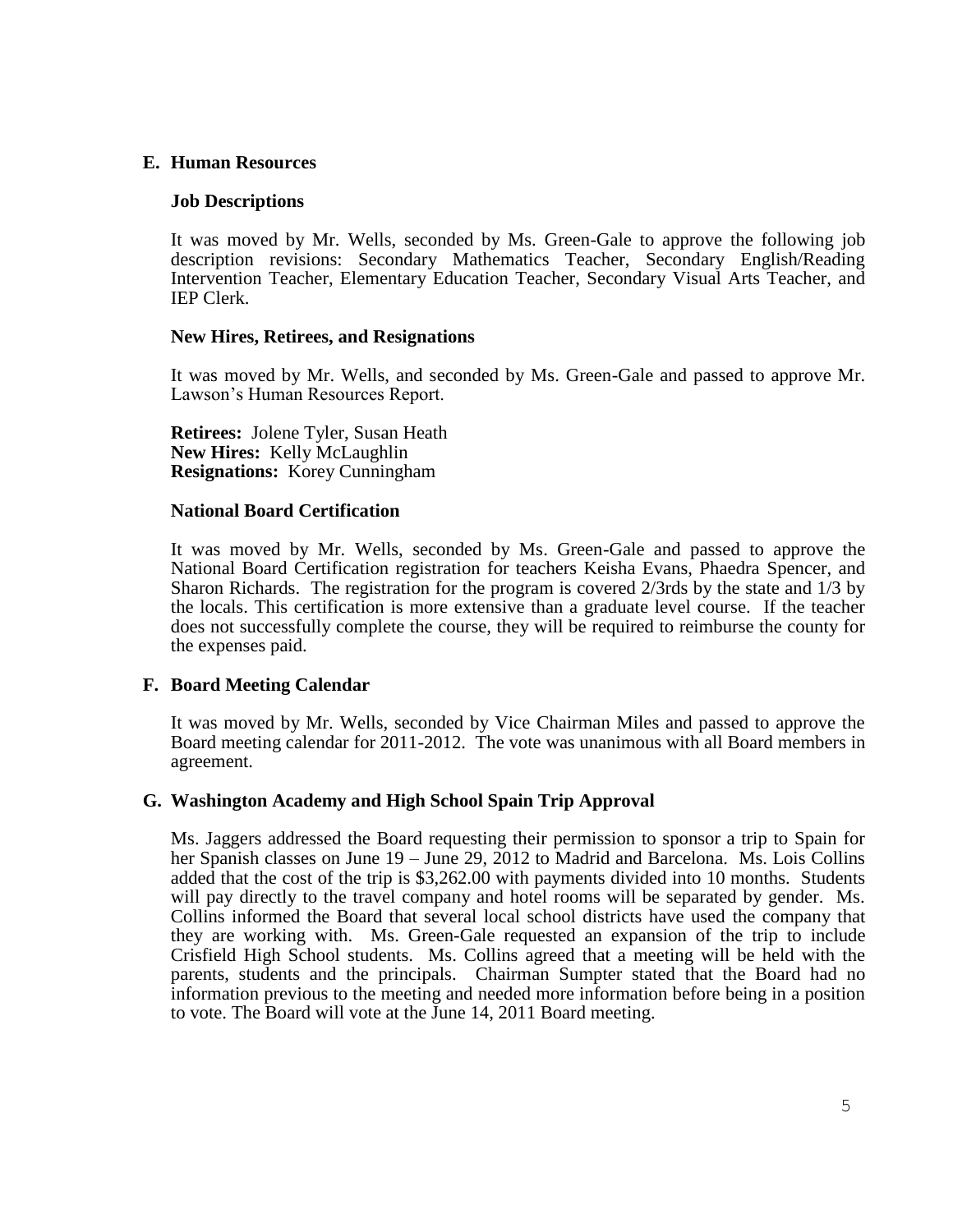## E. Human Resources

### Job Descriptions

It was moved by Mr. Wells, seconded by Ms. Green-Gale to approve the following job description revisions: Secondary Mathematics Teacher, Secondary English/Reading Intervention Teacher, Elementary Education Teacher, Secondary Visual Arts Teacher, and IEP Clerk.

### New Hires, Retirees, and Resignations

It was moved by Mr. Wells, and seconded by Ms. Green-Gale and passed to approve Mr. Lawson's Human Resources Report.

**Retirees:** Jolene Tyler, Susan Heath
**New Hires:** Kelly McLaughlin
**Resignations:** Korey Cunningham

### National Board Certification

It was moved by Mr. Wells, seconded by Ms. Green-Gale and passed to approve the National Board Certification registration for teachers Keisha Evans, Phaedra Spencer, and Sharon Richards. The registration for the program is covered 2/3rds by the state and 1/3 by the locals. This certification is more extensive than a graduate level course. If the teacher does not successfully complete the course, they will be required to reimburse the county for the expenses paid.

## F. Board Meeting Calendar

It was moved by Mr. Wells, seconded by Vice Chairman Miles and passed to approve the Board meeting calendar for 2011-2012. The vote was unanimous with all Board members in agreement.

## G. Washington Academy and High School Spain Trip Approval

Ms. Jaggers addressed the Board requesting their permission to sponsor a trip to Spain for her Spanish classes on June 19 – June 29, 2012 to Madrid and Barcelona. Ms. Lois Collins added that the cost of the trip is $3,262.00 with payments divided into 10 months. Students will pay directly to the travel company and hotel rooms will be separated by gender. Ms. Collins informed the Board that several local school districts have used the company that they are working with. Ms. Green-Gale requested an expansion of the trip to include Crisfield High School students. Ms. Collins agreed that a meeting will be held with the parents, students and the principals. Chairman Sumpter stated that the Board had no information previous to the meeting and needed more information before being in a position to vote. The Board will vote at the June 14, 2011 Board meeting.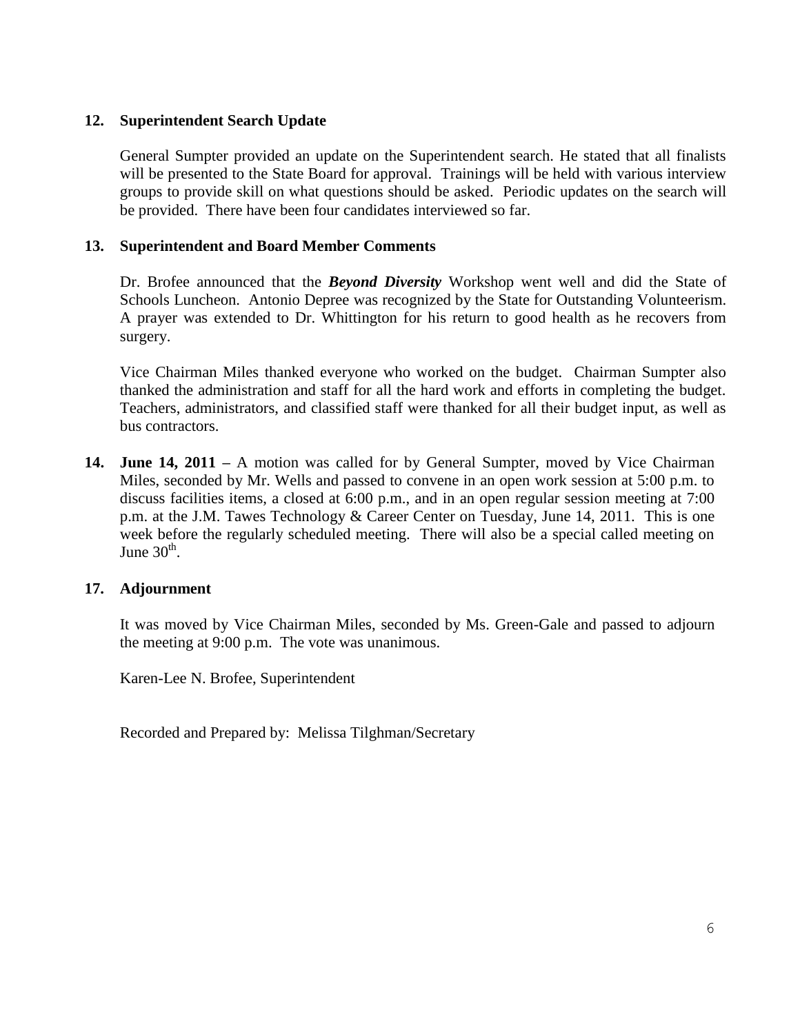**12. Superintendent Search Update**

General Sumpter provided an update on the Superintendent search. He stated that all finalists will be presented to the State Board for approval. Trainings will be held with various interview groups to provide skill on what questions should be asked. Periodic updates on the search will be provided. There have been four candidates interviewed so far.

**13. Superintendent and Board Member Comments**

Dr. Brofee announced that the ***Beyond Diversity*** Workshop went well and did the State of Schools Luncheon. Antonio Depree was recognized by the State for Outstanding Volunteerism. A prayer was extended to Dr. Whittington for his return to good health as he recovers from surgery.

Vice Chairman Miles thanked everyone who worked on the budget. Chairman Sumpter also thanked the administration and staff for all the hard work and efforts in completing the budget. Teachers, administrators, and classified staff were thanked for all their budget input, as well as bus contractors.

**14. June 14, 2011 –** A motion was called for by General Sumpter, moved by Vice Chairman Miles, seconded by Mr. Wells and passed to convene in an open work session at 5:00 p.m. to discuss facilities items, a closed at 6:00 p.m., and in an open regular session meeting at 7:00 p.m. at the J.M. Tawes Technology & Career Center on Tuesday, June 14, 2011. This is one week before the regularly scheduled meeting. There will also be a special called meeting on June 30th.

**17. Adjournment**

It was moved by Vice Chairman Miles, seconded by Ms. Green-Gale and passed to adjourn the meeting at 9:00 p.m. The vote was unanimous.

Karen-Lee N. Brofee, Superintendent

Recorded and Prepared by: Melissa Tilghman/Secretary